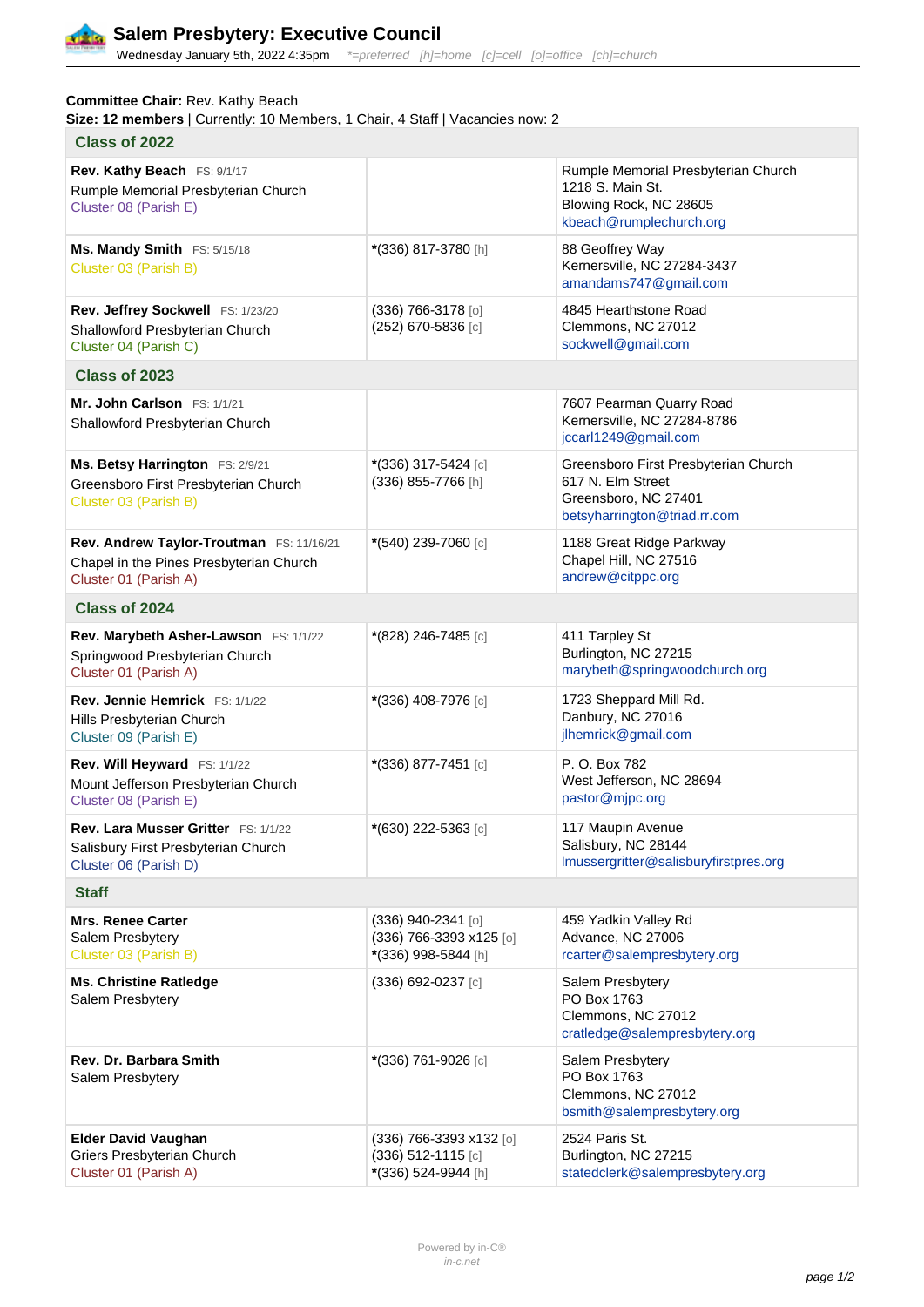# Salem Presbytery: Executive Council

Wednesday January 5th, 2022 4:35pm *=preferred [h]=home [c]=cell [o]=office [ch]=church

**Committee Chair:** Rev. Kathy Beach
**Size: 12 members** | Currently: 10 Members, 1 Chair, 4 Staff | Vacancies now: 2

| Name | Phone | Address |
|---|---|---|
| **Class of 2022** | | |
| **Rev. Kathy Beach** FS: 9/1/17<br>Rumple Memorial Presbyterian Church<br>Cluster 08 (Parish E) | | Rumple Memorial Presbyterian Church<br>1218 S. Main St.<br>Blowing Rock, NC 28605<br>kbeach@rumplechurch.org |
| **Ms. Mandy Smith** FS: 5/15/18<br>Cluster 03 (Parish B) | *(336) 817-3780 [h] | 88 Geoffrey Way<br>Kernersville, NC 27284-3437<br>amandams747@gmail.com |
| **Rev. Jeffrey Sockwell** FS: 1/23/20<br>Shallowford Presbyterian Church<br>Cluster 04 (Parish C) | (336) 766-3178 [o]<br>(252) 670-5836 [c] | 4845 Hearthstone Road<br>Clemmons, NC 27012<br>sockwell@gmail.com |
| **Class of 2023** | | |
| **Mr. John Carlson** FS: 1/1/21<br>Shallowford Presbyterian Church | | 7607 Pearman Quarry Road<br>Kernersville, NC 27284-8786<br>jccarl1249@gmail.com |
| **Ms. Betsy Harrington** FS: 2/9/21<br>Greensboro First Presbyterian Church<br>Cluster 03 (Parish B) | *(336) 317-5424 [c]<br>(336) 855-7766 [h] | Greensboro First Presbyterian Church<br>617 N. Elm Street<br>Greensboro, NC 27401<br>betsyharrington@triad.rr.com |
| **Rev. Andrew Taylor-Troutman** FS: 11/16/21<br>Chapel in the Pines Presbyterian Church<br>Cluster 01 (Parish A) | *(540) 239-7060 [c] | 1188 Great Ridge Parkway<br>Chapel Hill, NC 27516<br>andrew@citppc.org |
| **Class of 2024** | | |
| **Rev. Marybeth Asher-Lawson** FS: 1/1/22<br>Springwood Presbyterian Church<br>Cluster 01 (Parish A) | *(828) 246-7485 [c] | 411 Tarpley St<br>Burlington, NC 27215<br>marybeth@springwoodchurch.org |
| **Rev. Jennie Hemrick** FS: 1/1/22<br>Hills Presbyterian Church<br>Cluster 09 (Parish E) | *(336) 408-7976 [c] | 1723 Sheppard Mill Rd.<br>Danbury, NC 27016<br>jlhemrick@gmail.com |
| **Rev. Will Heyward** FS: 1/1/22<br>Mount Jefferson Presbyterian Church<br>Cluster 08 (Parish E) | *(336) 877-7451 [c] | P. O. Box 782<br>West Jefferson, NC 28694<br>pastor@mjpc.org |
| **Rev. Lara Musser Gritter** FS: 1/1/22<br>Salisbury First Presbyterian Church<br>Cluster 06 (Parish D) | *(630) 222-5363 [c] | 117 Maupin Avenue<br>Salisbury, NC 28144<br>lmussergritter@salisburyfirstpres.org |
| **Staff** | | |
| **Mrs. Renee Carter**<br>Salem Presbytery<br>Cluster 03 (Parish B) | (336) 940-2341 [o]<br>(336) 766-3393 x125 [o]<br>*(336) 998-5844 [h] | 459 Yadkin Valley Rd<br>Advance, NC 27006<br>rcarter@salempresbytery.org |
| **Ms. Christine Ratledge**<br>Salem Presbytery | (336) 692-0237 [c] | Salem Presbytery<br>PO Box 1763<br>Clemmons, NC 27012<br>cratledge@salempresbytery.org |
| **Rev. Dr. Barbara Smith**<br>Salem Presbytery | *(336) 761-9026 [c] | Salem Presbytery<br>PO Box 1763<br>Clemmons, NC 27012<br>bsmith@salempresbytery.org |
| **Elder David Vaughan**<br>Griers Presbyterian Church<br>Cluster 01 (Parish A) | (336) 766-3393 x132 [o]<br>(336) 512-1115 [c]<br>*(336) 524-9944 [h] | 2524 Paris St.<br>Burlington, NC 27215<br>statedclerk@salempresbytery.org |

Powered by in-C®
in-c.net